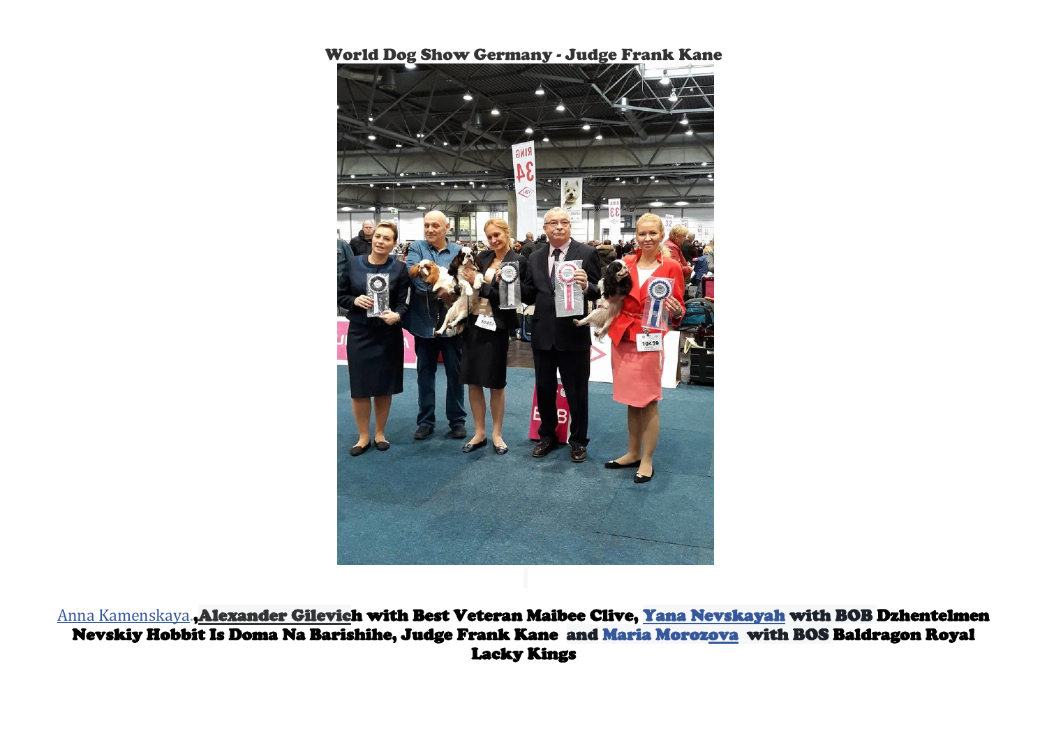# World Dog Show Germany - Judge Frank Kane

Anna Kamenskaya.,**Alexander Gilevich with Best Veteran Maibee Clive, Yana Nevskayah with BOB Dzhentelmen Nevskiy Hobbit Is Doma Na Barishihe, Judge Frank Kane and Maria Morozova with BOS Baldragon Royal Lacky Kings**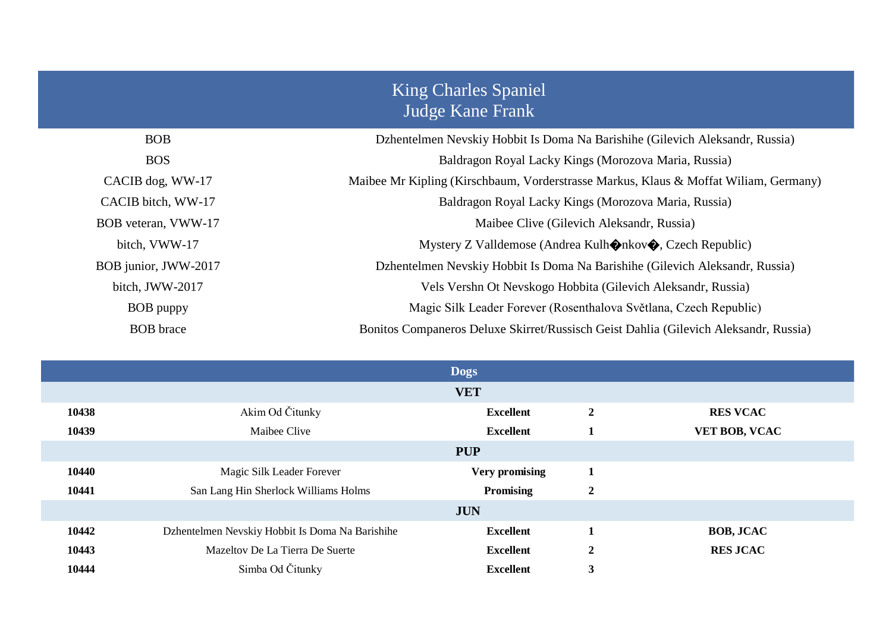# King Charles Spaniel
## Judge Kane Frank

| | |
|---|---|
| BOB | Dzhentelmen Nevskiy Hobbit Is Doma Na Barishihe (Gilevich Aleksandr, Russia) |
| BOS | Baldragon Royal Lacky Kings (Morozova Maria, Russia) |
| CACIB dog, WW-17 | Maibee Mr Kipling (Kirschbaum, Vorderstrasse Markus, Klaus & Moffat Wiliam, Germany) |
| CACIB bitch, WW-17 | Baldragon Royal Lacky Kings (Morozova Maria, Russia) |
| BOB veteran, VWW-17 | Maibee Clive (Gilevich Aleksandr, Russia) |
| bitch, VWW-17 | Mystery Z Valldemose (Andrea Kulh�nkov�, Czech Republic) |
| BOB junior, JWW-2017 | Dzhentelmen Nevskiy Hobbit Is Doma Na Barishihe (Gilevich Aleksandr, Russia) |
| bitch, JWW-2017 | Vels Vershn Ot Nevskogo Hobbita (Gilevich Aleksandr, Russia) |
| BOB puppy | Magic Silk Leader Forever (Rosenthalova Světlana, Czech Republic) |
| BOB brace | Bonitos Companeros Deluxe Skirret/Russisch Geist Dahlia (Gilevich Aleksandr, Russia) |

## Dogs

| | | | | |
|---|---|---|---|---|
| **VET** | | | | |
| **10438** | Akim Od Čitunky | **Excellent** | **2** | **RES VCAC** |
| **10439** | Maibee Clive | **Excellent** | **1** | **VET BOB, VCAC** |
| **PUP** | | | | |
| **10440** | Magic Silk Leader Forever | **Very promising** | **1** | |
| **10441** | San Lang Hin Sherlock Williams Holms | **Promising** | **2** | |
| **JUN** | | | | |
| **10442** | Dzhentelmen Nevskiy Hobbit Is Doma Na Barishihe | **Excellent** | **1** | **BOB, JCAC** |
| **10443** | Mazeltov De La Tierra De Suerte | **Excellent** | **2** | **RES JCAC** |
| **10444** | Simba Od Čitunky | **Excellent** | **3** | |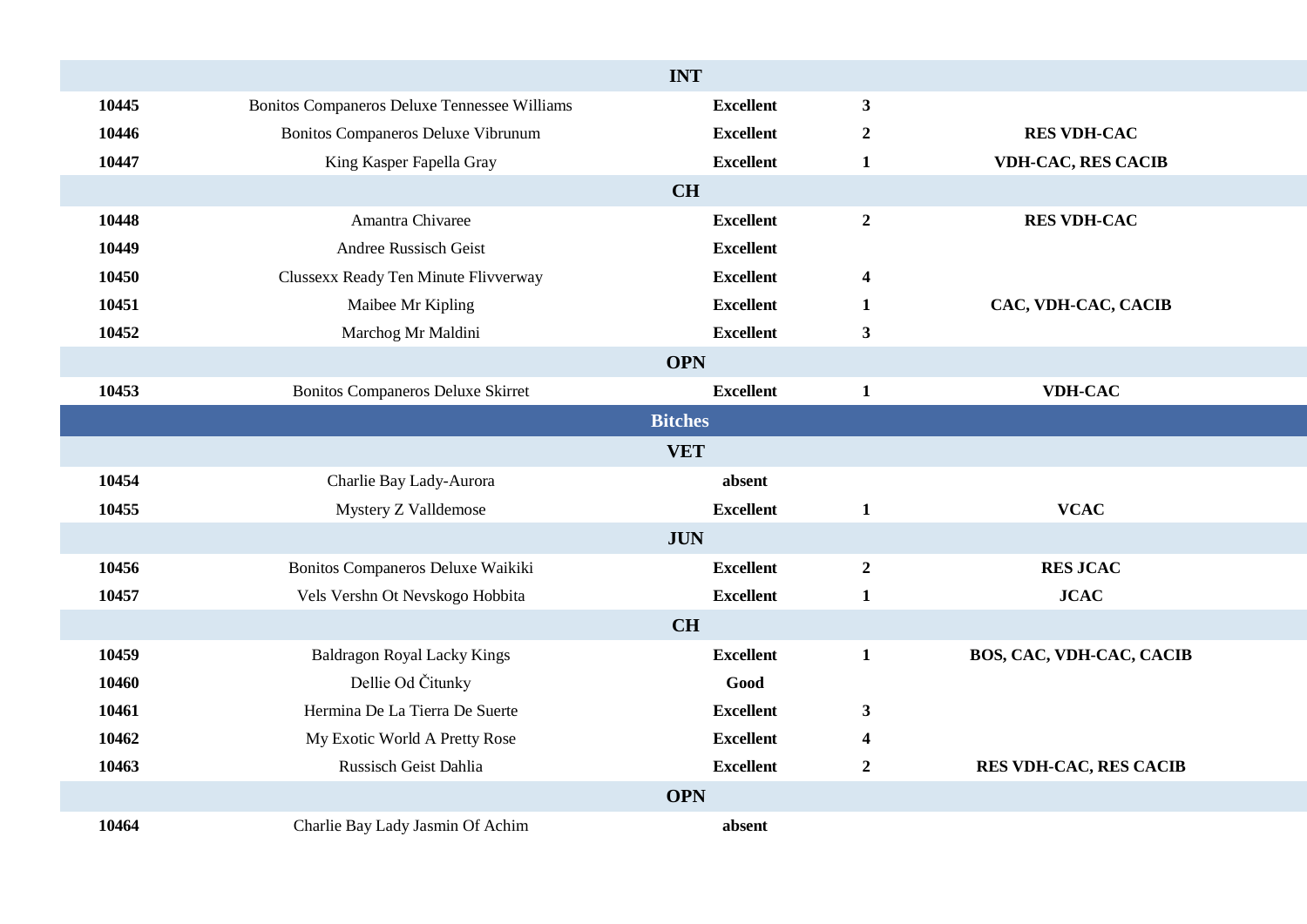| | | | | |
|---|---|---|---|---|
| | | **INT** | | |
| **10445** | Bonitos Companeros Deluxe Tennessee Williams | **Excellent** | **3** | |
| **10446** | Bonitos Companeros Deluxe Vibrunum | **Excellent** | **2** | **RES VDH-CAC** |
| **10447** | King Kasper Fapella Gray | **Excellent** | **1** | **VDH-CAC, RES CACIB** |
| | | **CH** | | |
| **10448** | Amantra Chivaree | **Excellent** | **2** | **RES VDH-CAC** |
| **10449** | Andree Russisch Geist | **Excellent** | | |
| **10450** | Clussexx Ready Ten Minute Flivverway | **Excellent** | **4** | |
| **10451** | Maibee Mr Kipling | **Excellent** | **1** | **CAC, VDH-CAC, CACIB** |
| **10452** | Marchog Mr Maldini | **Excellent** | **3** | |
| | | **OPN** | | |
| **10453** | Bonitos Companeros Deluxe Skirret | **Excellent** | **1** | **VDH-CAC** |
| | | **Bitches** | | |
| | | **VET** | | |
| **10454** | Charlie Bay Lady-Aurora | **absent** | | |
| **10455** | Mystery Z Valldemose | **Excellent** | **1** | **VCAC** |
| | | **JUN** | | |
| **10456** | Bonitos Companeros Deluxe Waikiki | **Excellent** | **2** | **RES JCAC** |
| **10457** | Vels Vershn Ot Nevskogo Hobbita | **Excellent** | **1** | **JCAC** |
| | | **CH** | | |
| **10459** | Baldragon Royal Lacky Kings | **Excellent** | **1** | **BOS, CAC, VDH-CAC, CACIB** |
| **10460** | Dellie Od Čitunky | **Good** | | |
| **10461** | Hermina De La Tierra De Suerte | **Excellent** | **3** | |
| **10462** | My Exotic World A Pretty Rose | **Excellent** | **4** | |
| **10463** | Russisch Geist Dahlia | **Excellent** | **2** | **RES VDH-CAC, RES CACIB** |
| | | **OPN** | | |
| **10464** | Charlie Bay Lady Jasmin Of Achim | **absent** | | |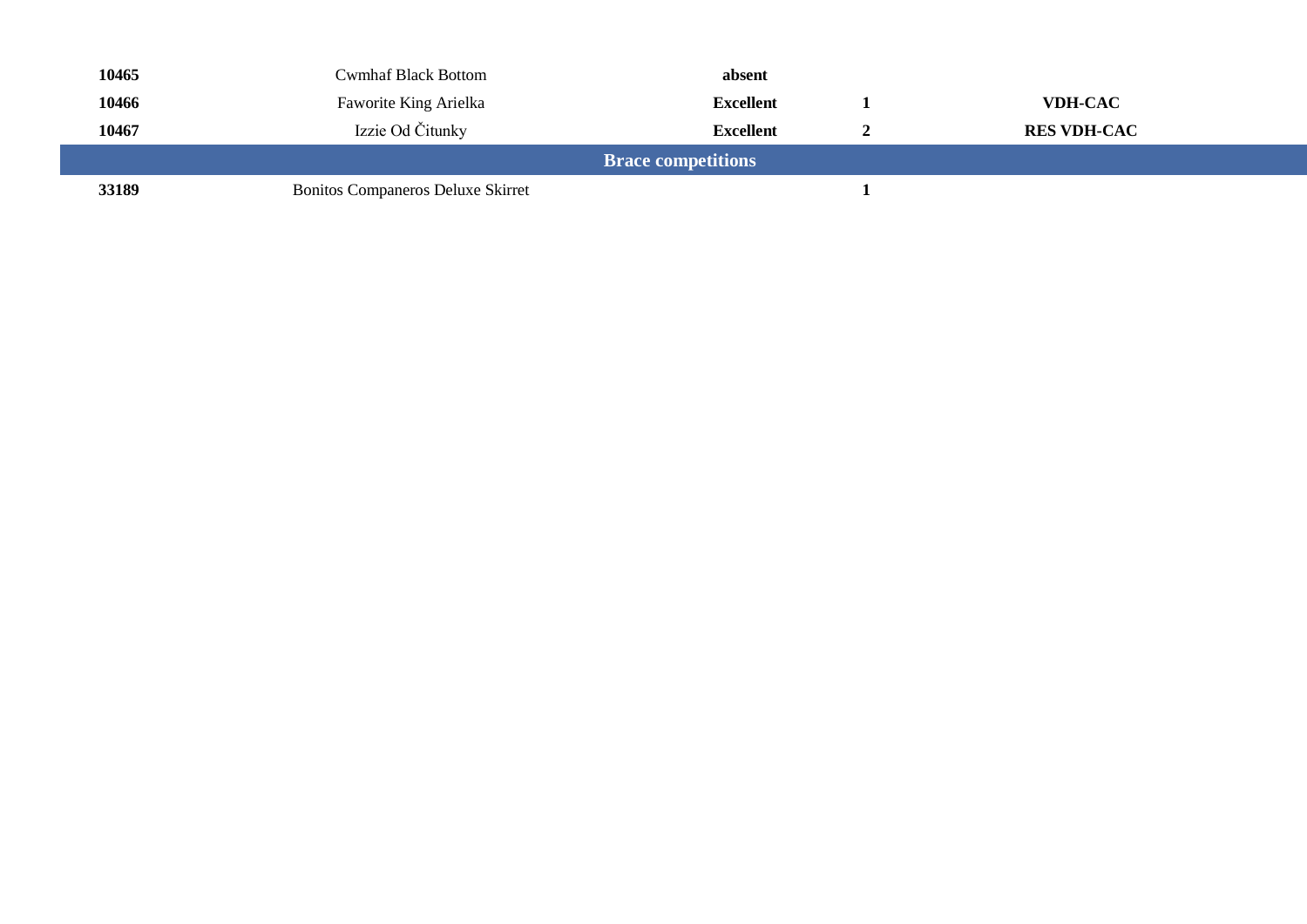| | | | | |
|---|---|---|---|---|
| **10465** | Cwmhaf Black Bottom | **absent** | | |
| **10466** | Faworite King Arielka | **Excellent** | **1** | **VDH-CAC** |
| **10467** | Izzie Od Čitunky | **Excellent** | **2** | **RES VDH-CAC** |
| **Brace competitions** | | | | |
| **33189** | Bonitos Companeros Deluxe Skirret | | **1** | |